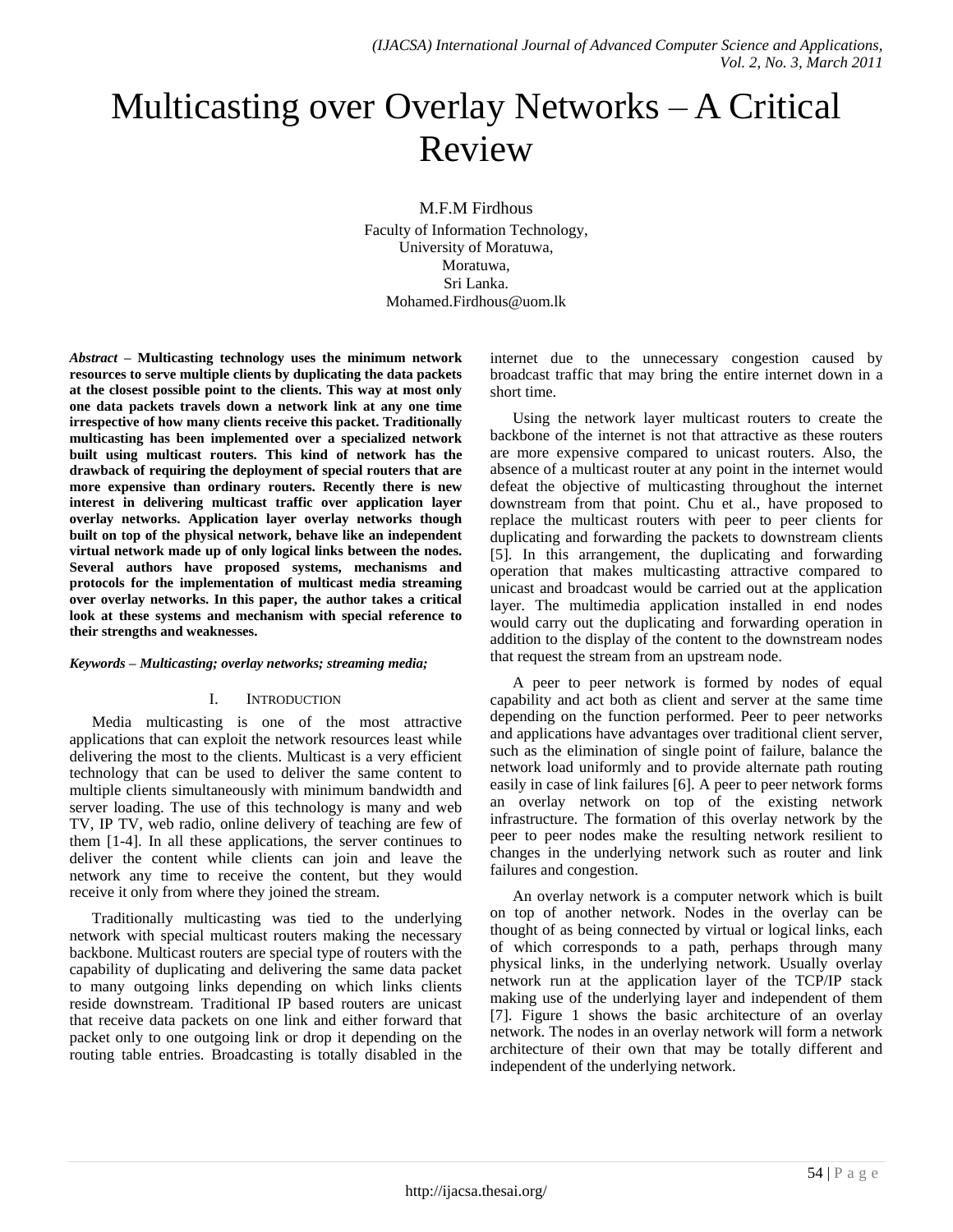# Multicasting over Overlay Networks – A Critical Review

M.F.M Firdhous

Faculty of Information Technology,
University of Moratuwa,
Moratuwa,
Sri Lanka.
Mohamed.Firdhous@uom.lk

***Abstract*** **– Multicasting technology uses the minimum network resources to serve multiple clients by duplicating the data packets at the closest possible point to the clients. This way at most only one data packets travels down a network link at any one time irrespective of how many clients receive this packet. Traditionally multicasting has been implemented over a specialized network built using multicast routers. This kind of network has the drawback of requiring the deployment of special routers that are more expensive than ordinary routers. Recently there is new interest in delivering multicast traffic over application layer overlay networks. Application layer overlay networks though built on top of the physical network, behave like an independent virtual network made up of only logical links between the nodes. Several authors have proposed systems, mechanisms and protocols for the implementation of multicast media streaming over overlay networks. In this paper, the author takes a critical look at these systems and mechanism with special reference to their strengths and weaknesses.**

***Keywords – Multicasting; overlay networks; streaming media;***

## I. Introduction

Media multicasting is one of the most attractive applications that can exploit the network resources least while delivering the most to the clients. Multicast is a very efficient technology that can be used to deliver the same content to multiple clients simultaneously with minimum bandwidth and server loading. The use of this technology is many and web TV, IP TV, web radio, online delivery of teaching are few of them [1-4]. In all these applications, the server continues to deliver the content while clients can join and leave the network any time to receive the content, but they would receive it only from where they joined the stream.

Traditionally multicasting was tied to the underlying network with special multicast routers making the necessary backbone. Multicast routers are special type of routers with the capability of duplicating and delivering the same data packet to many outgoing links depending on which links clients reside downstream. Traditional IP based routers are unicast that receive data packets on one link and either forward that packet only to one outgoing link or drop it depending on the routing table entries. Broadcasting is totally disabled in the internet due to the unnecessary congestion caused by broadcast traffic that may bring the entire internet down in a short time.

Using the network layer multicast routers to create the backbone of the internet is not that attractive as these routers are more expensive compared to unicast routers. Also, the absence of a multicast router at any point in the internet would defeat the objective of multicasting throughout the internet downstream from that point. Chu et al., have proposed to replace the multicast routers with peer to peer clients for duplicating and forwarding the packets to downstream clients [5]. In this arrangement, the duplicating and forwarding operation that makes multicasting attractive compared to unicast and broadcast would be carried out at the application layer. The multimedia application installed in end nodes would carry out the duplicating and forwarding operation in addition to the display of the content to the downstream nodes that request the stream from an upstream node.

A peer to peer network is formed by nodes of equal capability and act both as client and server at the same time depending on the function performed. Peer to peer networks and applications have advantages over traditional client server, such as the elimination of single point of failure, balance the network load uniformly and to provide alternate path routing easily in case of link failures [6]. A peer to peer network forms an overlay network on top of the existing network infrastructure. The formation of this overlay network by the peer to peer nodes make the resulting network resilient to changes in the underlying network such as router and link failures and congestion.

An overlay network is a computer network which is built on top of another network. Nodes in the overlay can be thought of as being connected by virtual or logical links, each of which corresponds to a path, perhaps through many physical links, in the underlying network. Usually overlay network run at the application layer of the TCP/IP stack making use of the underlying layer and independent of them [7]. Figure 1 shows the basic architecture of an overlay network. The nodes in an overlay network will form a network architecture of their own that may be totally different and independent of the underlying network.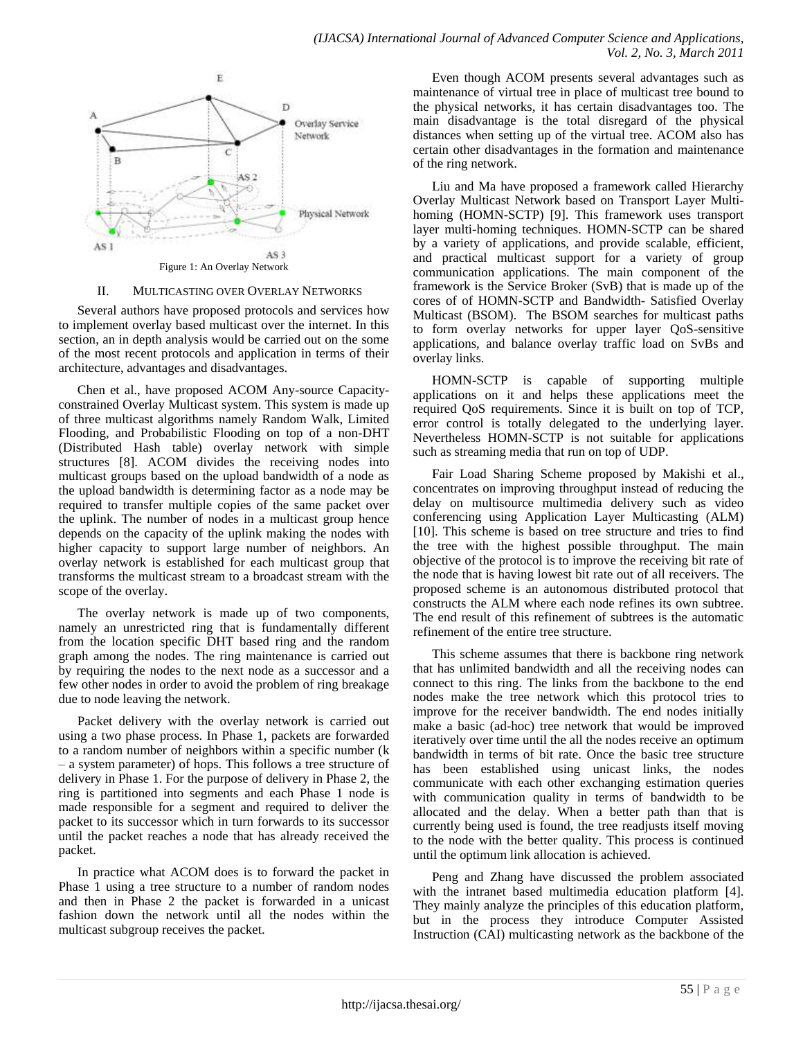Figure 1: An Overlay Network

## II. MULTICASTING OVER OVERLAY NETWORKS

Several authors have proposed protocols and services how to implement overlay based multicast over the internet. In this section, an in depth analysis would be carried out on the some of the most recent protocols and application in terms of their architecture, advantages and disadvantages.

Chen et al., have proposed ACOM Any-source Capacity-constrained Overlay Multicast system. This system is made up of three multicast algorithms namely Random Walk, Limited Flooding, and Probabilistic Flooding on top of a non-DHT (Distributed Hash table) overlay network with simple structures [8]. ACOM divides the receiving nodes into multicast groups based on the upload bandwidth of a node as the upload bandwidth is determining factor as a node may be required to transfer multiple copies of the same packet over the uplink. The number of nodes in a multicast group hence depends on the capacity of the uplink making the nodes with higher capacity to support large number of neighbors. An overlay network is established for each multicast group that transforms the multicast stream to a broadcast stream with the scope of the overlay.

The overlay network is made up of two components, namely an unrestricted ring that is fundamentally different from the location specific DHT based ring and the random graph among the nodes. The ring maintenance is carried out by requiring the nodes to the next node as a successor and a few other nodes in order to avoid the problem of ring breakage due to node leaving the network.

Packet delivery with the overlay network is carried out using a two phase process. In Phase 1, packets are forwarded to a random number of neighbors within a specific number (k – a system parameter) of hops. This follows a tree structure of delivery in Phase 1. For the purpose of delivery in Phase 2, the ring is partitioned into segments and each Phase 1 node is made responsible for a segment and required to deliver the packet to its successor which in turn forwards to its successor until the packet reaches a node that has already received the packet.

In practice what ACOM does is to forward the packet in Phase 1 using a tree structure to a number of random nodes and then in Phase 2 the packet is forwarded in a unicast fashion down the network until all the nodes within the multicast subgroup receives the packet.

Even though ACOM presents several advantages such as maintenance of virtual tree in place of multicast tree bound to the physical networks, it has certain disadvantages too. The main disadvantage is the total disregard of the physical distances when setting up of the virtual tree. ACOM also has certain other disadvantages in the formation and maintenance of the ring network.

Liu and Ma have proposed a framework called Hierarchy Overlay Multicast Network based on Transport Layer Multi-homing (HOMN-SCTP) [9]. This framework uses transport layer multi-homing techniques. HOMN-SCTP can be shared by a variety of applications, and provide scalable, efficient, and practical multicast support for a variety of group communication applications. The main component of the framework is the Service Broker (SvB) that is made up of the cores of of HOMN-SCTP and Bandwidth- Satisfied Overlay Multicast (BSOM). The BSOM searches for multicast paths to form overlay networks for upper layer QoS-sensitive applications, and balance overlay traffic load on SvBs and overlay links.

HOMN-SCTP is capable of supporting multiple applications on it and helps these applications meet the required QoS requirements. Since it is built on top of TCP, error control is totally delegated to the underlying layer. Nevertheless HOMN-SCTP is not suitable for applications such as streaming media that run on top of UDP.

Fair Load Sharing Scheme proposed by Makishi et al., concentrates on improving throughput instead of reducing the delay on multisource multimedia delivery such as video conferencing using Application Layer Multicasting (ALM) [10]. This scheme is based on tree structure and tries to find the tree with the highest possible throughput. The main objective of the protocol is to improve the receiving bit rate of the node that is having lowest bit rate out of all receivers. The proposed scheme is an autonomous distributed protocol that constructs the ALM where each node refines its own subtree. The end result of this refinement of subtrees is the automatic refinement of the entire tree structure.

This scheme assumes that there is backbone ring network that has unlimited bandwidth and all the receiving nodes can connect to this ring. The links from the backbone to the end nodes make the tree network which this protocol tries to improve for the receiver bandwidth. The end nodes initially make a basic (ad-hoc) tree network that would be improved iteratively over time until the all the nodes receive an optimum bandwidth in terms of bit rate. Once the basic tree structure has been established using unicast links, the nodes communicate with each other exchanging estimation queries with communication quality in terms of bandwidth to be allocated and the delay. When a better path than that is currently being used is found, the tree readjusts itself moving to the node with the better quality. This process is continued until the optimum link allocation is achieved.

Peng and Zhang have discussed the problem associated with the intranet based multimedia education platform [4]. They mainly analyze the principles of this education platform, but in the process they introduce Computer Assisted Instruction (CAI) multicasting network as the backbone of the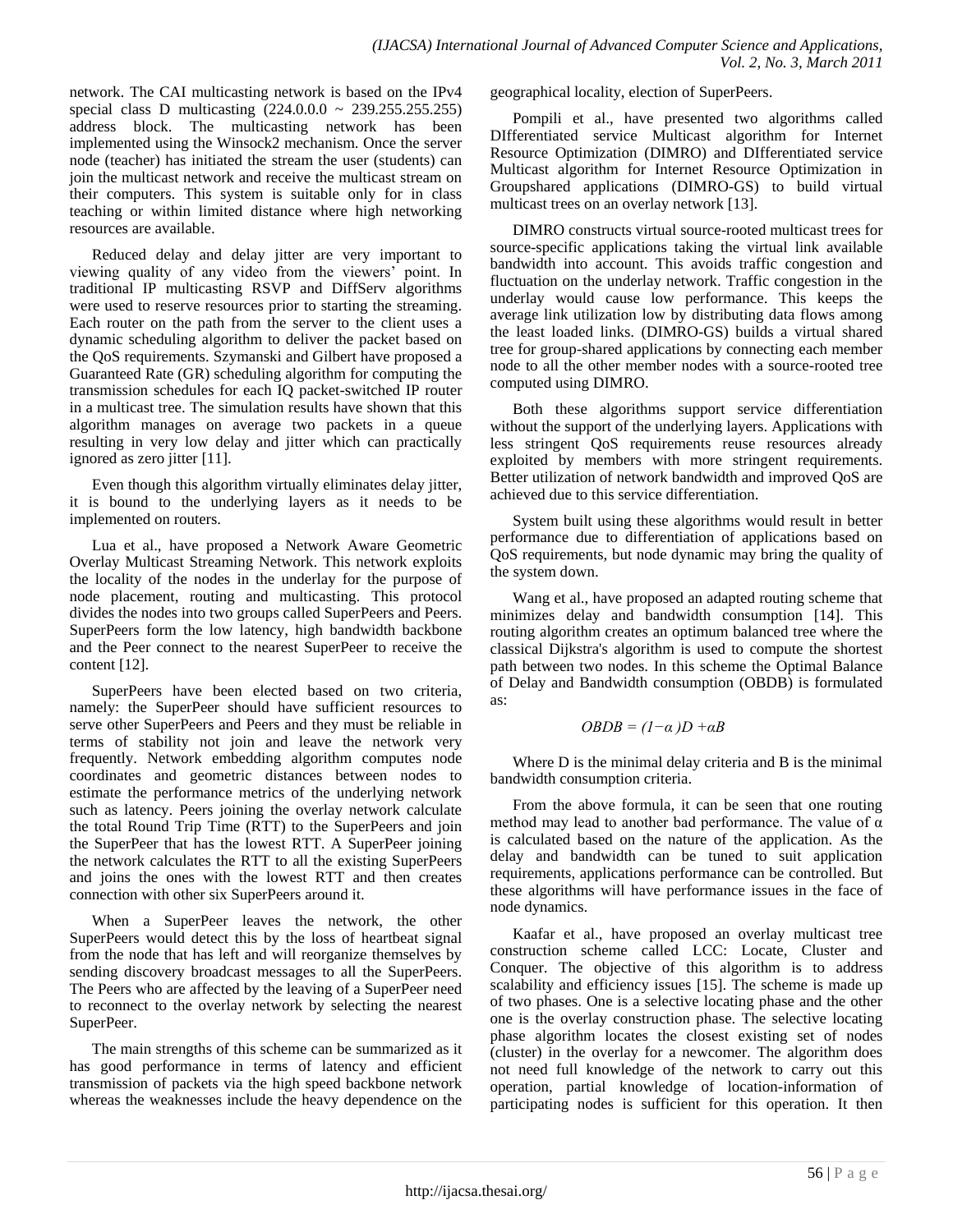network. The CAI multicasting network is based on the IPv4 special class D multicasting (224.0.0.0 ~ 239.255.255.255) address block. The multicasting network has been implemented using the Winsock2 mechanism. Once the server node (teacher) has initiated the stream the user (students) can join the multicast network and receive the multicast stream on their computers. This system is suitable only for in class teaching or within limited distance where high networking resources are available.

Reduced delay and delay jitter are very important to viewing quality of any video from the viewers' point. In traditional IP multicasting RSVP and DiffServ algorithms were used to reserve resources prior to starting the streaming. Each router on the path from the server to the client uses a dynamic scheduling algorithm to deliver the packet based on the QoS requirements. Szymanski and Gilbert have proposed a Guaranteed Rate (GR) scheduling algorithm for computing the transmission schedules for each IQ packet-switched IP router in a multicast tree. The simulation results have shown that this algorithm manages on average two packets in a queue resulting in very low delay and jitter which can practically ignored as zero jitter [11].

Even though this algorithm virtually eliminates delay jitter, it is bound to the underlying layers as it needs to be implemented on routers.

Lua et al., have proposed a Network Aware Geometric Overlay Multicast Streaming Network. This network exploits the locality of the nodes in the underlay for the purpose of node placement, routing and multicasting. This protocol divides the nodes into two groups called SuperPeers and Peers. SuperPeers form the low latency, high bandwidth backbone and the Peer connect to the nearest SuperPeer to receive the content [12].

SuperPeers have been elected based on two criteria, namely: the SuperPeer should have sufficient resources to serve other SuperPeers and Peers and they must be reliable in terms of stability not join and leave the network very frequently. Network embedding algorithm computes node coordinates and geometric distances between nodes to estimate the performance metrics of the underlying network such as latency. Peers joining the overlay network calculate the total Round Trip Time (RTT) to the SuperPeers and join the SuperPeer that has the lowest RTT. A SuperPeer joining the network calculates the RTT to all the existing SuperPeers and joins the ones with the lowest RTT and then creates connection with other six SuperPeers around it.

When a SuperPeer leaves the network, the other SuperPeers would detect this by the loss of heartbeat signal from the node that has left and will reorganize themselves by sending discovery broadcast messages to all the SuperPeers. The Peers who are affected by the leaving of a SuperPeer need to reconnect to the overlay network by selecting the nearest SuperPeer.

The main strengths of this scheme can be summarized as it has good performance in terms of latency and efficient transmission of packets via the high speed backbone network whereas the weaknesses include the heavy dependence on the geographical locality, election of SuperPeers.

Pompili et al., have presented two algorithms called DIfferentiated service Multicast algorithm for Internet Resource Optimization (DIMRO) and DIfferentiated service Multicast algorithm for Internet Resource Optimization in Groupshared applications (DIMRO-GS) to build virtual multicast trees on an overlay network [13].

DIMRO constructs virtual source-rooted multicast trees for source-specific applications taking the virtual link available bandwidth into account. This avoids traffic congestion and fluctuation on the underlay network. Traffic congestion in the underlay would cause low performance. This keeps the average link utilization low by distributing data flows among the least loaded links. (DIMRO-GS) builds a virtual shared tree for group-shared applications by connecting each member node to all the other member nodes with a source-rooted tree computed using DIMRO.

Both these algorithms support service differentiation without the support of the underlying layers. Applications with less stringent QoS requirements reuse resources already exploited by members with more stringent requirements. Better utilization of network bandwidth and improved QoS are achieved due to this service differentiation.

System built using these algorithms would result in better performance due to differentiation of applications based on QoS requirements, but node dynamic may bring the quality of the system down.

Wang et al., have proposed an adapted routing scheme that minimizes delay and bandwidth consumption [14]. This routing algorithm creates an optimum balanced tree where the classical Dijkstra's algorithm is used to compute the shortest path between two nodes. In this scheme the Optimal Balance of Delay and Bandwidth consumption (OBDB) is formulated as:

$$OBDB = (1-\alpha)D + \alpha B$$

Where D is the minimal delay criteria and B is the minimal bandwidth consumption criteria.

From the above formula, it can be seen that one routing method may lead to another bad performance. The value of $\alpha$ is calculated based on the nature of the application. As the delay and bandwidth can be tuned to suit application requirements, applications performance can be controlled. But these algorithms will have performance issues in the face of node dynamics.

Kaafar et al., have proposed an overlay multicast tree construction scheme called LCC: Locate, Cluster and Conquer. The objective of this algorithm is to address scalability and efficiency issues [15]. The scheme is made up of two phases. One is a selective locating phase and the other one is the overlay construction phase. The selective locating phase algorithm locates the closest existing set of nodes (cluster) in the overlay for a newcomer. The algorithm does not need full knowledge of the network to carry out this operation, partial knowledge of location-information of participating nodes is sufficient for this operation. It then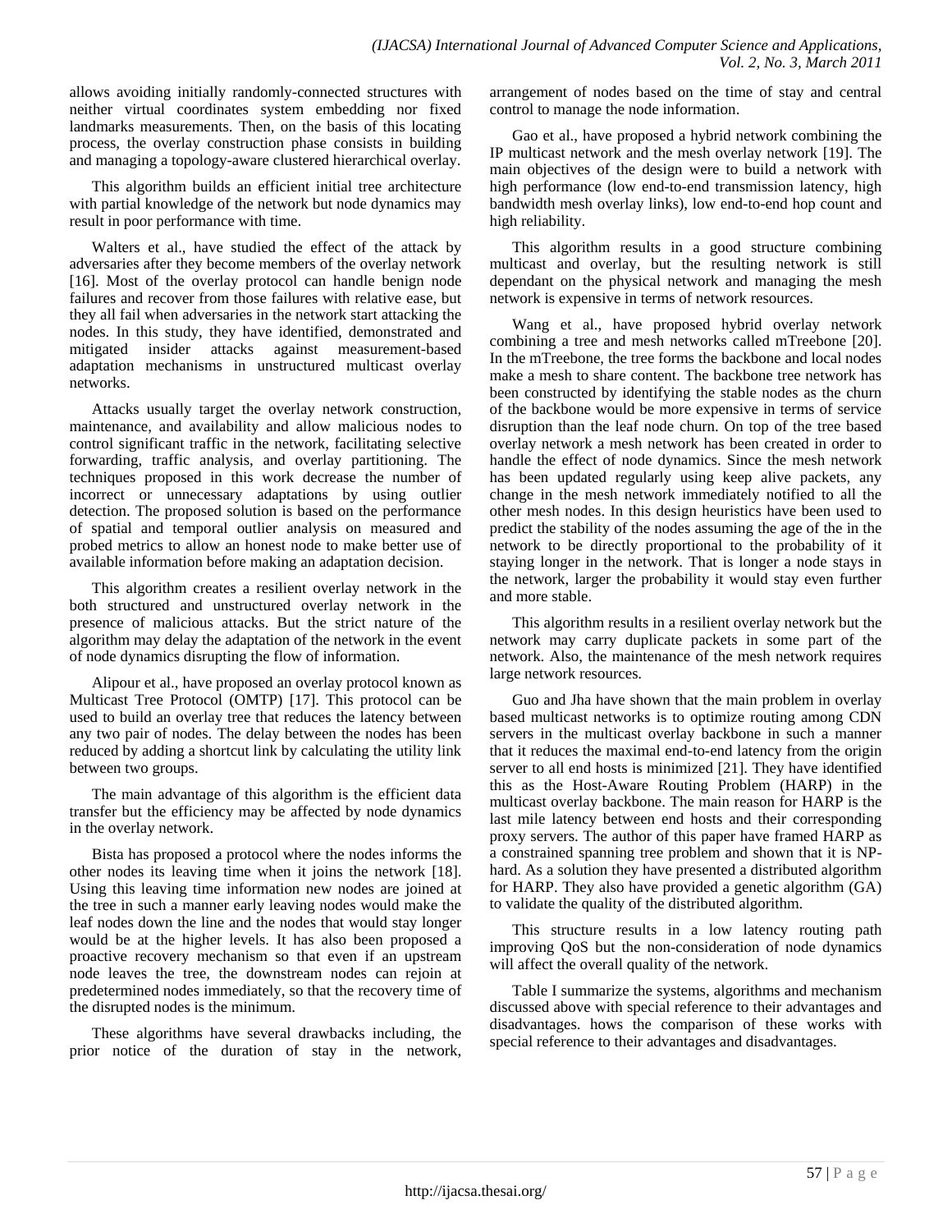allows avoiding initially randomly-connected structures with neither virtual coordinates system embedding nor fixed landmarks measurements. Then, on the basis of this locating process, the overlay construction phase consists in building and managing a topology-aware clustered hierarchical overlay.

This algorithm builds an efficient initial tree architecture with partial knowledge of the network but node dynamics may result in poor performance with time.

Walters et al., have studied the effect of the attack by adversaries after they become members of the overlay network [16]. Most of the overlay protocol can handle benign node failures and recover from those failures with relative ease, but they all fail when adversaries in the network start attacking the nodes. In this study, they have identified, demonstrated and mitigated insider attacks against measurement-based adaptation mechanisms in unstructured multicast overlay networks.

Attacks usually target the overlay network construction, maintenance, and availability and allow malicious nodes to control significant traffic in the network, facilitating selective forwarding, traffic analysis, and overlay partitioning. The techniques proposed in this work decrease the number of incorrect or unnecessary adaptations by using outlier detection. The proposed solution is based on the performance of spatial and temporal outlier analysis on measured and probed metrics to allow an honest node to make better use of available information before making an adaptation decision.

This algorithm creates a resilient overlay network in the both structured and unstructured overlay network in the presence of malicious attacks. But the strict nature of the algorithm may delay the adaptation of the network in the event of node dynamics disrupting the flow of information.

Alipour et al., have proposed an overlay protocol known as Multicast Tree Protocol (OMTP) [17]. This protocol can be used to build an overlay tree that reduces the latency between any two pair of nodes. The delay between the nodes has been reduced by adding a shortcut link by calculating the utility link between two groups.

The main advantage of this algorithm is the efficient data transfer but the efficiency may be affected by node dynamics in the overlay network.

Bista has proposed a protocol where the nodes informs the other nodes its leaving time when it joins the network [18]. Using this leaving time information new nodes are joined at the tree in such a manner early leaving nodes would make the leaf nodes down the line and the nodes that would stay longer would be at the higher levels. It has also been proposed a proactive recovery mechanism so that even if an upstream node leaves the tree, the downstream nodes can rejoin at predetermined nodes immediately, so that the recovery time of the disrupted nodes is the minimum.

These algorithms have several drawbacks including, the prior notice of the duration of stay in the network, arrangement of nodes based on the time of stay and central control to manage the node information.

Gao et al., have proposed a hybrid network combining the IP multicast network and the mesh overlay network [19]. The main objectives of the design were to build a network with high performance (low end-to-end transmission latency, high bandwidth mesh overlay links), low end-to-end hop count and high reliability.

This algorithm results in a good structure combining multicast and overlay, but the resulting network is still dependant on the physical network and managing the mesh network is expensive in terms of network resources.

Wang et al., have proposed hybrid overlay network combining a tree and mesh networks called mTreebone [20]. In the mTreebone, the tree forms the backbone and local nodes make a mesh to share content. The backbone tree network has been constructed by identifying the stable nodes as the churn of the backbone would be more expensive in terms of service disruption than the leaf node churn. On top of the tree based overlay network a mesh network has been created in order to handle the effect of node dynamics. Since the mesh network has been updated regularly using keep alive packets, any change in the mesh network immediately notified to all the other mesh nodes. In this design heuristics have been used to predict the stability of the nodes assuming the age of the in the network to be directly proportional to the probability of it staying longer in the network. That is longer a node stays in the network, larger the probability it would stay even further and more stable.

This algorithm results in a resilient overlay network but the network may carry duplicate packets in some part of the network. Also, the maintenance of the mesh network requires large network resources.

Guo and Jha have shown that the main problem in overlay based multicast networks is to optimize routing among CDN servers in the multicast overlay backbone in such a manner that it reduces the maximal end-to-end latency from the origin server to all end hosts is minimized [21]. They have identified this as the Host-Aware Routing Problem (HARP) in the multicast overlay backbone. The main reason for HARP is the last mile latency between end hosts and their corresponding proxy servers. The author of this paper have framed HARP as a constrained spanning tree problem and shown that it is NP-hard. As a solution they have presented a distributed algorithm for HARP. They also have provided a genetic algorithm (GA) to validate the quality of the distributed algorithm.

This structure results in a low latency routing path improving QoS but the non-consideration of node dynamics will affect the overall quality of the network.

Table I summarize the systems, algorithms and mechanism discussed above with special reference to their advantages and disadvantages. hows the comparison of these works with special reference to their advantages and disadvantages.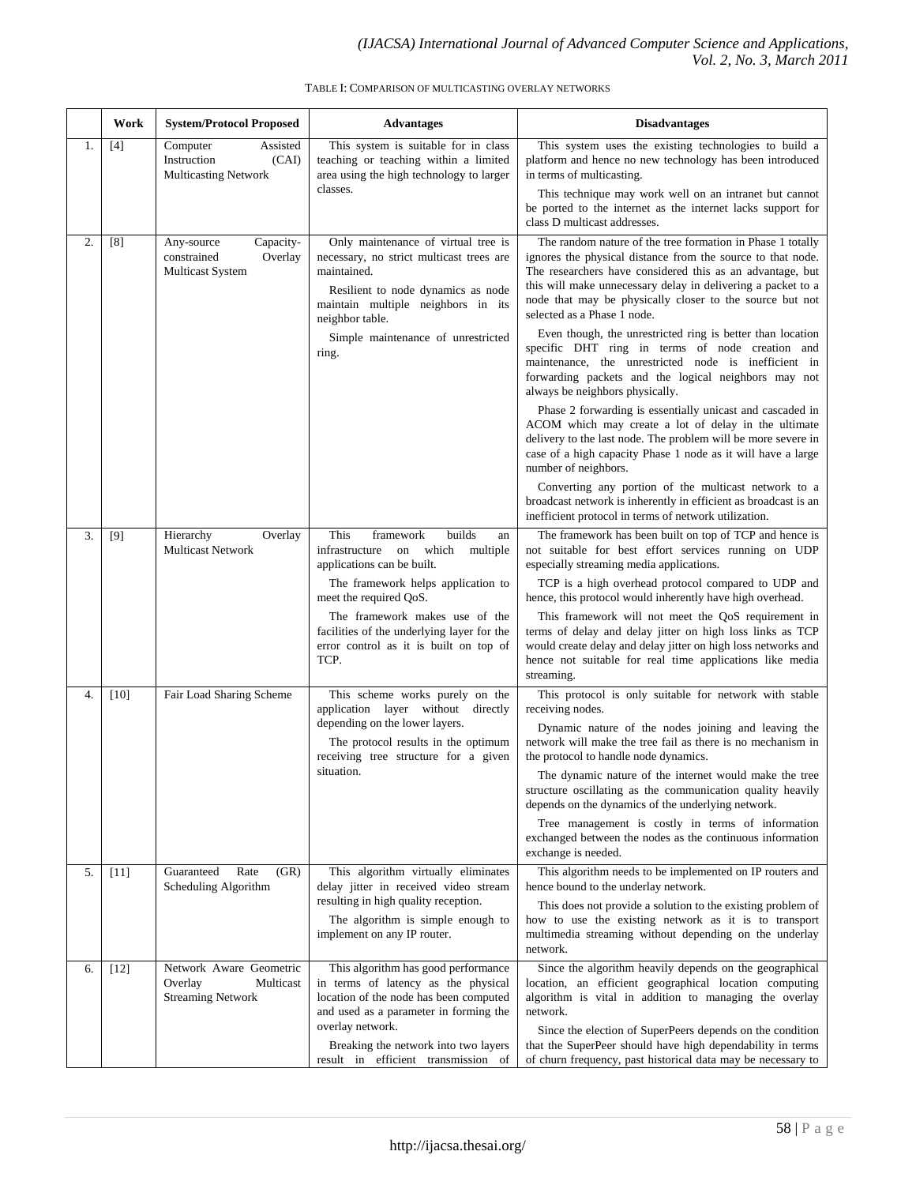TABLE I: COMPARISON OF MULTICASTING OVERLAY NETWORKS

| | Work | System/Protocol Proposed | Advantages | Disadvantages |
|---|---|---|---|---|
| 1. | [4] | Computer Assisted Instruction (CAI) Multicasting Network | This system is suitable for in class teaching or teaching within a limited area using the high technology to larger classes. | This system uses the existing technologies to build a platform and hence no new technology has been introduced in terms of multicasting.<br><br>This technique may work well on an intranet but cannot be ported to the internet as the internet lacks support for class D multicast addresses. |
| 2. | [8] | Any-source Capacity-constrained Overlay Multicast System | Only maintenance of virtual tree is necessary, no strict multicast trees are maintained.<br><br>Resilient to node dynamics as node maintain multiple neighbors in its neighbor table.<br><br>Simple maintenance of unrestricted ring. | The random nature of the tree formation in Phase 1 totally ignores the physical distance from the source to that node. The researchers have considered this as an advantage, but this will make unnecessary delay in delivering a packet to a node that may be physically closer to the source but not selected as a Phase 1 node.<br><br>Even though, the unrestricted ring is better than location specific DHT ring in terms of node creation and maintenance, the unrestricted node is inefficient in forwarding packets and the logical neighbors may not always be neighbors physically.<br><br>Phase 2 forwarding is essentially unicast and cascaded in ACOM which may create a lot of delay in the ultimate delivery to the last node. The problem will be more severe in case of a high capacity Phase 1 node as it will have a large number of neighbors.<br><br>Converting any portion of the multicast network to a broadcast network is inherently in efficient as broadcast is an inefficient protocol in terms of network utilization. |
| 3. | [9] | Hierarchy Overlay Multicast Network | This framework builds an infrastructure on which multiple applications can be built.<br><br>The framework helps application to meet the required QoS.<br><br>The framework makes use of the facilities of the underlying layer for the error control as it is built on top of TCP. | The framework has been built on top of TCP and hence is not suitable for best effort services running on UDP especially streaming media applications.<br><br>TCP is a high overhead protocol compared to UDP and hence, this protocol would inherently have high overhead.<br><br>This framework will not meet the QoS requirement in terms of delay and delay jitter on high loss links as TCP would create delay and delay jitter on high loss networks and hence not suitable for real time applications like media streaming. |
| 4. | [10] | Fair Load Sharing Scheme | This scheme works purely on the application layer without directly depending on the lower layers.<br><br>The protocol results in the optimum receiving tree structure for a given situation. | This protocol is only suitable for network with stable receiving nodes.<br><br>Dynamic nature of the nodes joining and leaving the network will make the tree fail as there is no mechanism in the protocol to handle node dynamics.<br><br>The dynamic nature of the internet would make the tree structure oscillating as the communication quality heavily depends on the dynamics of the underlying network.<br><br>Tree management is costly in terms of information exchanged between the nodes as the continuous information exchange is needed. |
| 5. | [11] | Guaranteed Rate (GR) Scheduling Algorithm | This algorithm virtually eliminates delay jitter in received video stream resulting in high quality reception.<br><br>The algorithm is simple enough to implement on any IP router. | This algorithm needs to be implemented on IP routers and hence bound to the underlay network.<br><br>This does not provide a solution to the existing problem of how to use the existing network as it is to transport multimedia streaming without depending on the underlay network. |
| 6. | [12] | Network Aware Geometric Overlay Multicast Streaming Network | This algorithm has good performance in terms of latency as the physical location of the node has been computed and used as a parameter in forming the overlay network.<br><br>Breaking the network into two layers result in efficient transmission of | Since the algorithm heavily depends on the geographical location, an efficient geographical location computing algorithm is vital in addition to managing the overlay network.<br><br>Since the election of SuperPeers depends on the condition that the SuperPeer should have high dependability in terms of churn frequency, past historical data may be necessary to |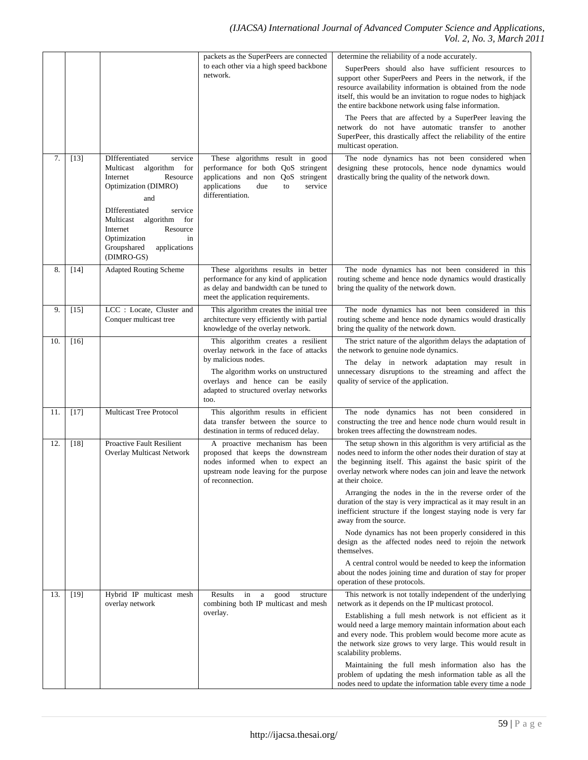| | | | packets as the SuperPeers are connected to each other via a high speed backbone network. | determine the reliability of a node accurately.<br><br>SuperPeers should also have sufficient resources to support other SuperPeers and Peers in the network, if the resource availability information is obtained from the node itself, this would be an invitation to rogue nodes to highjack the entire backbone network using false information.<br><br>The Peers that are affected by a SuperPeer leaving the network do not have automatic transfer to another SuperPeer, this drastically affect the reliability of the entire multicast operation. |
|---|---|---|---|---|
| 7. | [13] | DIfferentiated service Multicast algorithm for Internet Resource Optimization (DIMRO)<br><br>and<br><br>DIfferentiated service Multicast algorithm for Internet Resource Optimization in Groupshared applications (DIMRO-GS) | These algorithms result in good performance for both QoS stringent applications and non QoS stringent applications due to service differentiation. | The node dynamics has not been considered when designing these protocols, hence node dynamics would drastically bring the quality of the network down. |
| 8. | [14] | Adapted Routing Scheme | These algorithms results in better performance for any kind of application as delay and bandwidth can be tuned to meet the application requirements. | The node dynamics has not been considered in this routing scheme and hence node dynamics would drastically bring the quality of the network down. |
| 9. | [15] | LCC : Locate, Cluster and Conquer multicast tree | This algorithm creates the initial tree architecture very efficiently with partial knowledge of the overlay network. | The node dynamics has not been considered in this routing scheme and hence node dynamics would drastically bring the quality of the network down. |
| 10. | [16] | | This algorithm creates a resilient overlay network in the face of attacks by malicious nodes.<br><br>The algorithm works on unstructured overlays and hence can be easily adapted to structured overlay networks too. | The strict nature of the algorithm delays the adaptation of the network to genuine node dynamics.<br><br>The delay in network adaptation may result in unnecessary disruptions to the streaming and affect the quality of service of the application. |
| 11. | [17] | Multicast Tree Protocol | This algorithm results in efficient data transfer between the source to destination in terms of reduced delay. | The node dynamics has not been considered in constructing the tree and hence node churn would result in broken trees affecting the downstream nodes. |
| 12. | [18] | Proactive Fault Resilient Overlay Multicast Network | A proactive mechanism has been proposed that keeps the downstream nodes informed when to expect an upstream node leaving for the purpose of reconnection. | The setup shown in this algorithm is very artificial as the nodes need to inform the other nodes their duration of stay at the beginning itself. This against the basic spirit of the overlay network where nodes can join and leave the network at their choice.<br><br>Arranging the nodes in the in the reverse order of the duration of the stay is very impractical as it may result in an inefficient structure if the longest staying node is very far away from the source.<br><br>Node dynamics has not been properly considered in this design as the affected nodes need to rejoin the network themselves.<br><br>A central control would be needed to keep the information about the nodes joining time and duration of stay for proper operation of these protocols. |
| 13. | [19] | Hybrid IP multicast mesh overlay network | Results in a good structure combining both IP multicast and mesh overlay. | This network is not totally independent of the underlying network as it depends on the IP multicast protocol.<br><br>Establishing a full mesh network is not efficient as it would need a large memory maintain information about each and every node. This problem would become more acute as the network size grows to very large. This would result in scalability problems.<br><br>Maintaining the full mesh information also has the problem of updating the mesh information table as all the nodes need to update the information table every time a node |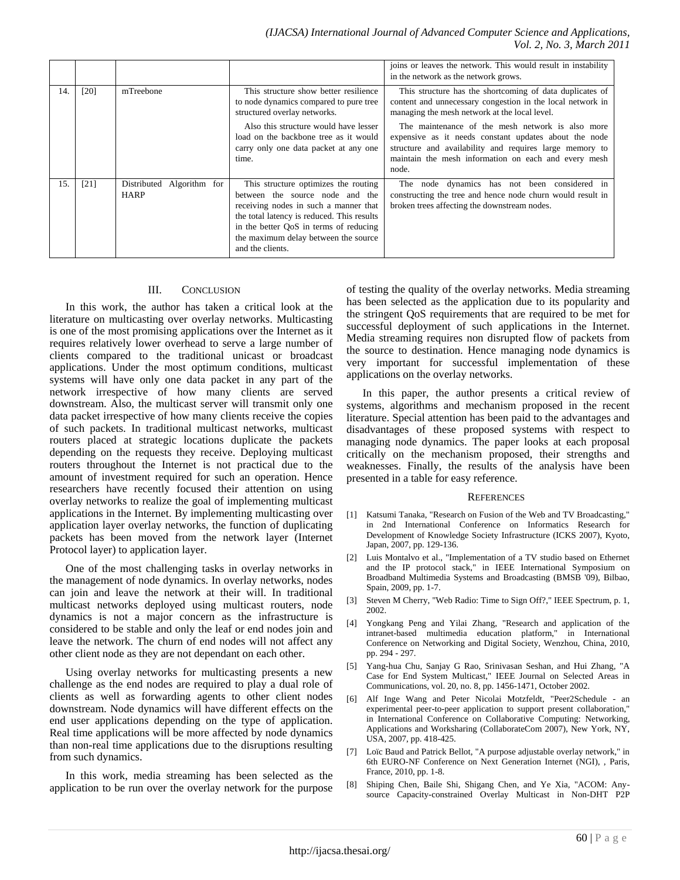| | | | | joins or leaves the network. This would result in instability in the network as the network grows. |
|---|---|---|---|---|
| 14. | [20] | mTreebone | This structure show better resilience to node dynamics compared to pure tree structured overlay networks. Also this structure would have lesser load on the backbone tree as it would carry only one data packet at any one time. | This structure has the shortcoming of data duplicates of content and unnecessary congestion in the local network in managing the mesh network at the local level. The maintenance of the mesh network is also more expensive as it needs constant updates about the node structure and availability and requires large memory to maintain the mesh information on each and every mesh node. |
| 15. | [21] | Distributed Algorithm for HARP | This structure optimizes the routing between the source node and the receiving nodes in such a manner that the total latency is reduced. This results in the better QoS in terms of reducing the maximum delay between the source and the clients. | The node dynamics has not been considered in constructing the tree and hence node churn would result in broken trees affecting the downstream nodes. |

## III. Conclusion

In this work, the author has taken a critical look at the literature on multicasting over overlay networks. Multicasting is one of the most promising applications over the Internet as it requires relatively lower overhead to serve a large number of clients compared to the traditional unicast or broadcast applications. Under the most optimum conditions, multicast systems will have only one data packet in any part of the network irrespective of how many clients are served downstream. Also, the multicast server will transmit only one data packet irrespective of how many clients receive the copies of such packets. In traditional multicast networks, multicast routers placed at strategic locations duplicate the packets depending on the requests they receive. Deploying multicast routers throughout the Internet is not practical due to the amount of investment required for such an operation. Hence researchers have recently focused their attention on using overlay networks to realize the goal of implementing multicast applications in the Internet. By implementing multicasting over application layer overlay networks, the function of duplicating packets has been moved from the network layer (Internet Protocol layer) to application layer.

One of the most challenging tasks in overlay networks in the management of node dynamics. In overlay networks, nodes can join and leave the network at their will. In traditional multicast networks deployed using multicast routers, node dynamics is not a major concern as the infrastructure is considered to be stable and only the leaf or end nodes join and leave the network. The churn of end nodes will not affect any other client node as they are not dependant on each other.

Using overlay networks for multicasting presents a new challenge as the end nodes are required to play a dual role of clients as well as forwarding agents to other client nodes downstream. Node dynamics will have different effects on the end user applications depending on the type of application. Real time applications will be more affected by node dynamics than non-real time applications due to the disruptions resulting from such dynamics.

In this work, media streaming has been selected as the application to be run over the overlay network for the purpose of testing the quality of the overlay networks. Media streaming has been selected as the application due to its popularity and the stringent QoS requirements that are required to be met for successful deployment of such applications in the Internet. Media streaming requires non disrupted flow of packets from the source to destination. Hence managing node dynamics is very important for successful implementation of these applications on the overlay networks.

In this paper, the author presents a critical review of systems, algorithms and mechanism proposed in the recent literature. Special attention has been paid to the advantages and disadvantages of these proposed systems with respect to managing node dynamics. The paper looks at each proposal critically on the mechanism proposed, their strengths and weaknesses. Finally, the results of the analysis have been presented in a table for easy reference.

## References

[1] Katsumi Tanaka, "Research on Fusion of the Web and TV Broadcasting," in 2nd International Conference on Informatics Research for Development of Knowledge Society Infrastructure (ICKS 2007), Kyoto, Japan, 2007, pp. 129-136.

[2] Luis Montalvo et al., "Implementation of a TV studio based on Ethernet and the IP protocol stack," in IEEE International Symposium on Broadband Multimedia Systems and Broadcasting (BMSB '09), Bilbao, Spain, 2009, pp. 1-7.

[3] Steven M Cherry, "Web Radio: Time to Sign Off?," IEEE Spectrum, p. 1, 2002.

[4] Yongkang Peng and Yilai Zhang, "Research and application of the intranet-based multimedia education platform," in International Conference on Networking and Digital Society, Wenzhou, China, 2010, pp. 294 - 297.

[5] Yang-hua Chu, Sanjay G Rao, Srinivasan Seshan, and Hui Zhang, "A Case for End System Multicast," IEEE Journal on Selected Areas in Communications, vol. 20, no. 8, pp. 1456-1471, October 2002.

[6] Alf Inge Wang and Peter Nicolai Motzfeldt, "Peer2Schedule - an experimental peer-to-peer application to support present collaboration," in International Conference on Collaborative Computing: Networking, Applications and Worksharing (CollaborateCom 2007), New York, NY, USA, 2007, pp. 418-425.

[7] Loïc Baud and Patrick Bellot, "A purpose adjustable overlay network," in 6th EURO-NF Conference on Next Generation Internet (NGI), , Paris, France, 2010, pp. 1-8.

[8] Shiping Chen, Baile Shi, Shigang Chen, and Ye Xia, "ACOM: Any-source Capacity-constrained Overlay Multicast in Non-DHT P2P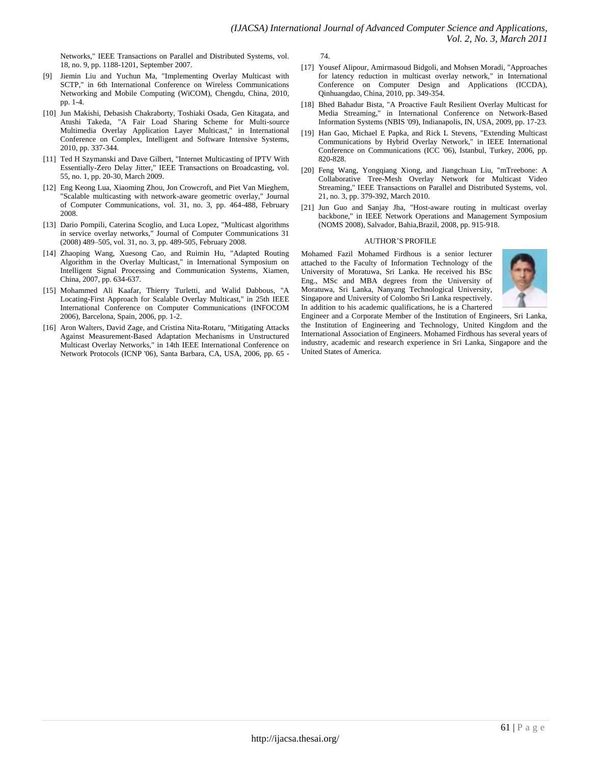Networks," IEEE Transactions on Parallel and Distributed Systems, vol. 18, no. 9, pp. 1188-1201, September 2007.

[9] Jiemin Liu and Yuchun Ma, "Implementing Overlay Multicast with SCTP," in 6th International Conference on Wireless Communications Networking and Mobile Computing (WiCOM), Chengdu, China, 2010, pp. 1-4.

[10] Jun Makishi, Debasish Chakraborty, Toshiaki Osada, Gen Kitagata, and Atushi Takeda, "A Fair Load Sharing Scheme for Multi-source Multimedia Overlay Application Layer Multicast," in International Conference on Complex, Intelligent and Software Intensive Systems, 2010, pp. 337-344.

[11] Ted H Szymanski and Dave Gilbert, "Internet Multicasting of IPTV With Essentially-Zero Delay Jitter," IEEE Transactions on Broadcasting, vol. 55, no. 1, pp. 20-30, March 2009.

[12] Eng Keong Lua, Xiaoming Zhou, Jon Crowcroft, and Piet Van Mieghem, "Scalable multicasting with network-aware geometric overlay," Journal of Computer Communications, vol. 31, no. 3, pp. 464-488, February 2008.

[13] Dario Pompili, Caterina Scoglio, and Luca Lopez, "Multicast algorithms in service overlay networks," Journal of Computer Communications 31 (2008) 489–505, vol. 31, no. 3, pp. 489-505, February 2008.

[14] Zhaoping Wang, Xuesong Cao, and Ruimin Hu, "Adapted Routing Algorithm in the Overlay Multicast," in International Symposium on Intelligent Signal Processing and Communication Systems, Xiamen, China, 2007, pp. 634-637.

[15] Mohammed Ali Kaafar, Thierry Turletti, and Walid Dabbous, "A Locating-First Approach for Scalable Overlay Multicast," in 25th IEEE International Conference on Computer Communications (INFOCOM 2006), Barcelona, Spain, 2006, pp. 1-2.

[16] Aron Walters, David Zage, and Cristina Nita-Rotaru, "Mitigating Attacks Against Measurement-Based Adaptation Mechanisms in Unstructured Multicast Overlay Networks," in 14th IEEE International Conference on Network Protocols (ICNP '06), Santa Barbara, CA, USA, 2006, pp. 65 - 74.

[17] Yousef Alipour, Amirmasoud Bidgoli, and Mohsen Moradi, "Approaches for latency reduction in multicast overlay network," in International Conference on Computer Design and Applications (ICCDA), Qinhuangdao, China, 2010, pp. 349-354.

[18] Bhed Bahadur Bista, "A Proactive Fault Resilient Overlay Multicast for Media Streaming," in International Conference on Network-Based Information Systems (NBIS '09), Indianapolis, IN, USA, 2009, pp. 17-23.

[19] Han Gao, Michael E Papka, and Rick L Stevens, "Extending Multicast Communications by Hybrid Overlay Network," in IEEE International Conference on Communications (ICC '06), Istanbul, Turkey, 2006, pp. 820-828.

[20] Feng Wang, Yongqiang Xiong, and Jiangchuan Liu, "mTreebone: A Collaborative Tree-Mesh Overlay Network for Multicast Video Streaming," IEEE Transactions on Parallel and Distributed Systems, vol. 21, no. 3, pp. 379-392, March 2010.

[21] Jun Guo and Sanjay Jha, "Host-aware routing in multicast overlay backbone," in IEEE Network Operations and Management Symposium (NOMS 2008), Salvador, Bahia,Brazil, 2008, pp. 915-918.

## AUTHOR'S PROFILE

Mohamed Fazil Mohamed Firdhous is a senior lecturer attached to the Faculty of Information Technology of the University of Moratuwa, Sri Lanka. He received his BSc Eng., MSc and MBA degrees from the University of Moratuwa, Sri Lanka, Nanyang Technological University, Singapore and University of Colombo Sri Lanka respectively. In addition to his academic qualifications, he is a Chartered Engineer and a Corporate Member of the Institution of Engineers, Sri Lanka, the Institution of Engineering and Technology, United Kingdom and the International Association of Engineers. Mohamed Firdhous has several years of industry, academic and research experience in Sri Lanka, Singapore and the United States of America.